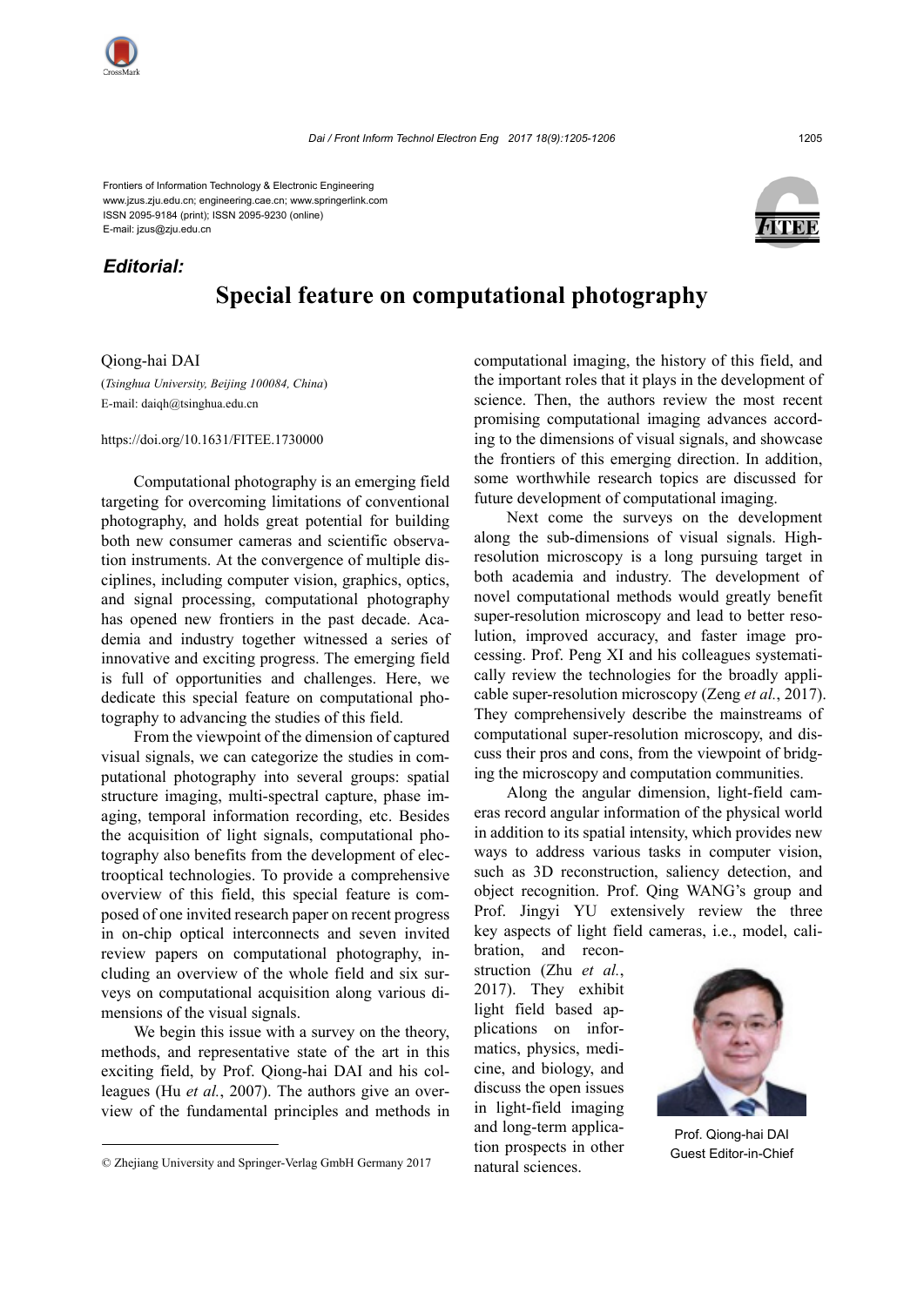Frontiers of Information Technology & Electronic Engineering
www.jzus.zju.edu.cn; engineering.cae.cn; www.springerlink.com
ISSN 2095-9184 (print); ISSN 2095-9230 (online)
E-mail: jzus@zju.edu.cn

***Editorial:***

# Special feature on computational photography

Qiong-hai DAI

(*Tsinghua University, Beijing 100084, China*)
E-mail: daiqh@tsinghua.edu.cn

https://doi.org/10.1631/FITEE.1730000

Computational photography is an emerging field targeting for overcoming limitations of conventional photography, and holds great potential for building both new consumer cameras and scientific observation instruments. At the convergence of multiple disciplines, including computer vision, graphics, optics, and signal processing, computational photography has opened new frontiers in the past decade. Academia and industry together witnessed a series of innovative and exciting progress. The emerging field is full of opportunities and challenges. Here, we dedicate this special feature on computational photography to advancing the studies of this field.

From the viewpoint of the dimension of captured visual signals, we can categorize the studies in computational photography into several groups: spatial structure imaging, multi-spectral capture, phase imaging, temporal information recording, etc. Besides the acquisition of light signals, computational photography also benefits from the development of electrooptical technologies. To provide a comprehensive overview of this field, this special feature is composed of one invited research paper on recent progress in on-chip optical interconnects and seven invited review papers on computational photography, including an overview of the whole field and six surveys on computational acquisition along various dimensions of the visual signals.

We begin this issue with a survey on the theory, methods, and representative state of the art in this exciting field, by Prof. Qiong-hai DAI and his colleagues (Hu *et al.*, 2007). The authors give an overview of the fundamental principles and methods in computational imaging, the history of this field, and the important roles that it plays in the development of science. Then, the authors review the most recent promising computational imaging advances according to the dimensions of visual signals, and showcase the frontiers of this emerging direction. In addition, some worthwhile research topics are discussed for future development of computational imaging.

Next come the surveys on the development along the sub-dimensions of visual signals. High-resolution microscopy is a long pursuing target in both academia and industry. The development of novel computational methods would greatly benefit super-resolution microscopy and lead to better resolution, improved accuracy, and faster image processing. Prof. Peng XI and his colleagues systematically review the technologies for the broadly applicable super-resolution microscopy (Zeng *et al.*, 2017). They comprehensively describe the mainstreams of computational super-resolution microscopy, and discuss their pros and cons, from the viewpoint of bridging the microscopy and computation communities.

Along the angular dimension, light-field cameras record angular information of the physical world in addition to its spatial intensity, which provides new ways to address various tasks in computer vision, such as 3D reconstruction, saliency detection, and object recognition. Prof. Qing WANG's group and Prof. Jingyi YU extensively review the three key aspects of light field cameras, i.e., model, calibration, and reconstruction (Zhu *et al.*, 2017). They exhibit light field based applications on informatics, physics, medicine, and biology, and discuss the open issues in light-field imaging and long-term application prospects in other natural sciences.

Prof. Qiong-hai DAI
Guest Editor-in-Chief

© Zhejiang University and Springer-Verlag GmbH Germany 2017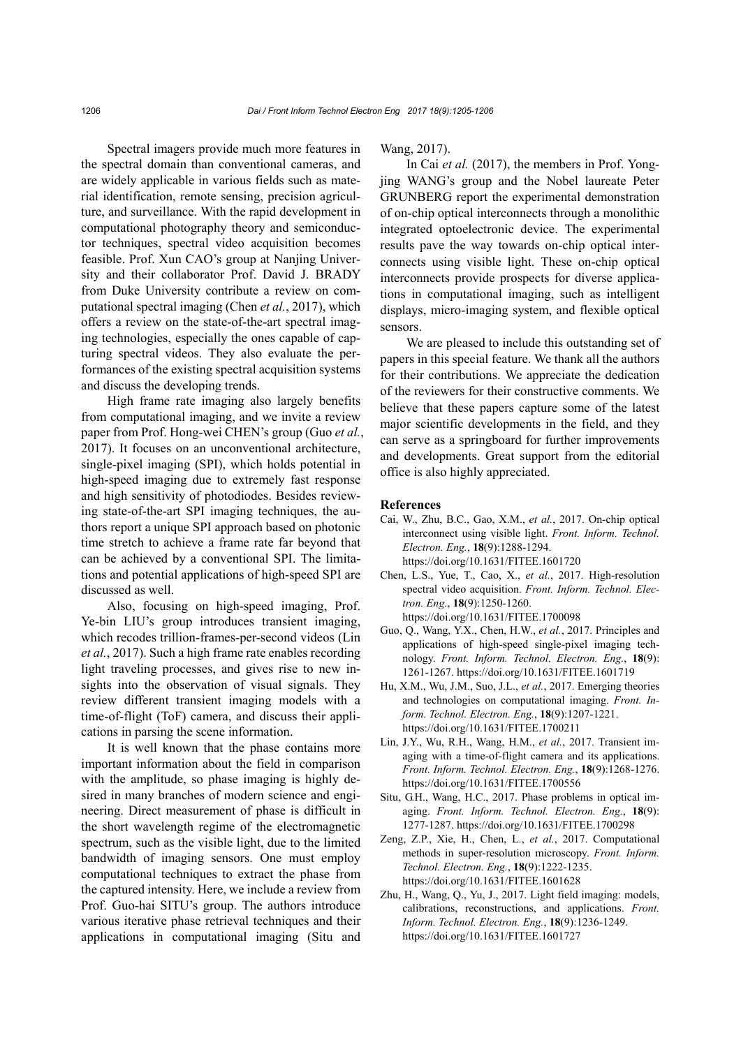Spectral imagers provide much more features in the spectral domain than conventional cameras, and are widely applicable in various fields such as material identification, remote sensing, precision agriculture, and surveillance. With the rapid development in computational photography theory and semiconductor techniques, spectral video acquisition becomes feasible. Prof. Xun CAO's group at Nanjing University and their collaborator Prof. David J. BRADY from Duke University contribute a review on computational spectral imaging (Chen *et al.*, 2017), which offers a review on the state-of-the-art spectral imaging technologies, especially the ones capable of capturing spectral videos. They also evaluate the performances of the existing spectral acquisition systems and discuss the developing trends.

High frame rate imaging also largely benefits from computational imaging, and we invite a review paper from Prof. Hong-wei CHEN's group (Guo *et al.*, 2017). It focuses on an unconventional architecture, single-pixel imaging (SPI), which holds potential in high-speed imaging due to extremely fast response and high sensitivity of photodiodes. Besides reviewing state-of-the-art SPI imaging techniques, the authors report a unique SPI approach based on photonic time stretch to achieve a frame rate far beyond that can be achieved by a conventional SPI. The limitations and potential applications of high-speed SPI are discussed as well.

Also, focusing on high-speed imaging, Prof. Ye-bin LIU's group introduces transient imaging, which recodes trillion-frames-per-second videos (Lin *et al.*, 2017). Such a high frame rate enables recording light traveling processes, and gives rise to new insights into the observation of visual signals. They review different transient imaging models with a time-of-flight (ToF) camera, and discuss their applications in parsing the scene information.

It is well known that the phase contains more important information about the field in comparison with the amplitude, so phase imaging is highly desired in many branches of modern science and engineering. Direct measurement of phase is difficult in the short wavelength regime of the electromagnetic spectrum, such as the visible light, due to the limited bandwidth of imaging sensors. One must employ computational techniques to extract the phase from the captured intensity. Here, we include a review from Prof. Guo-hai SITU's group. The authors introduce various iterative phase retrieval techniques and their applications in computational imaging (Situ and Wang, 2017).

In Cai *et al.* (2017), the members in Prof. Yong-jing WANG's group and the Nobel laureate Peter GRUNBERG report the experimental demonstration of on-chip optical interconnects through a monolithic integrated optoelectronic device. The experimental results pave the way towards on-chip optical interconnects using visible light. These on-chip optical interconnects provide prospects for diverse applications in computational imaging, such as intelligent displays, micro-imaging system, and flexible optical sensors.

We are pleased to include this outstanding set of papers in this special feature. We thank all the authors for their contributions. We appreciate the dedication of the reviewers for their constructive comments. We believe that these papers capture some of the latest major scientific developments in the field, and they can serve as a springboard for further improvements and developments. Great support from the editorial office is also highly appreciated.

## References

Cai, W., Zhu, B.C., Gao, X.M., *et al.*, 2017. On-chip optical interconnect using visible light. *Front. Inform. Technol. Electron. Eng.*, **18**(9):1288-1294. https://doi.org/10.1631/FITEE.1601720

Chen, L.S., Yue, T., Cao, X., *et al.*, 2017. High-resolution spectral video acquisition. *Front. Inform. Technol. Electron. Eng.*, **18**(9):1250-1260. https://doi.org/10.1631/FITEE.1700098

Guo, Q., Wang, Y.X., Chen, H.W., *et al.*, 2017. Principles and applications of high-speed single-pixel imaging technology. *Front. Inform. Technol. Electron. Eng.*, **18**(9): 1261-1267. https://doi.org/10.1631/FITEE.1601719

Hu, X.M., Wu, J.M., Suo, J.L., *et al.*, 2017. Emerging theories and technologies on computational imaging. *Front. Inform. Technol. Electron. Eng.*, **18**(9):1207-1221. https://doi.org/10.1631/FITEE.1700211

Lin, J.Y., Wu, R.H., Wang, H.M., *et al.*, 2017. Transient imaging with a time-of-flight camera and its applications. *Front. Inform. Technol. Electron. Eng.*, **18**(9):1268-1276. https://doi.org/10.1631/FITEE.1700556

Situ, G.H., Wang, H.C., 2017. Phase problems in optical imaging. *Front. Inform. Technol. Electron. Eng.*, **18**(9): 1277-1287. https://doi.org/10.1631/FITEE.1700298

Zeng, Z.P., Xie, H., Chen, L., *et al.*, 2017. Computational methods in super-resolution microscopy. *Front. Inform. Technol. Electron. Eng.*, **18**(9):1222-1235. https://doi.org/10.1631/FITEE.1601628

Zhu, H., Wang, Q., Yu, J., 2017. Light field imaging: models, calibrations, reconstructions, and applications. *Front. Inform. Technol. Electron. Eng.*, **18**(9):1236-1249. https://doi.org/10.1631/FITEE.1601727